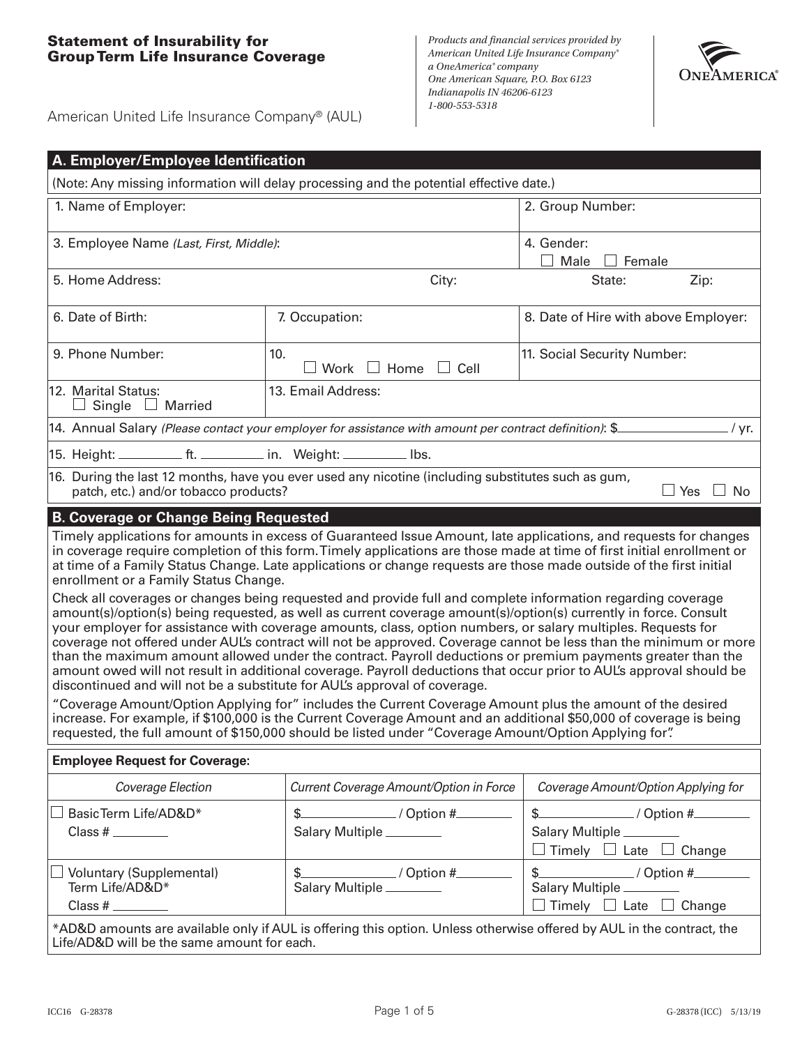# Statement of Insurability for Group Term Life Insurance Coverage

American United Life Insurance Company® (AUL)

*Products and financial services provided by American United Life Insurance Company® a OneAmerica® company One American Square, P.O. Box 6123 Indianapolis IN 46206-6123 1-800-553-5318*

ONEAMERICA®

## A. Employer/Employee Identification

(Note: Any missing information will delay processing and the potential effective date.)

| | | |
|---|---|---|
| 1. Name of Employer: | | 2. Group Number: |
| 3. Employee Name *(Last, First, Middle)*: | | 4. Gender: ☐ Male ☐ Female |
| 5. Home Address: | City: | State: Zip: |
| 6. Date of Birth: | 7. Occupation: | 8. Date of Hire with above Employer: |
| 9. Phone Number: | 10. ☐ Work ☐ Home ☐ Cell | 11. Social Security Number: |
| 12. Marital Status: ☐ Single ☐ Married | 13. Email Address: | |

14. Annual Salary *(Please contact your employer for assistance with amount per contract definition)*: $________________ / yr.

15. Height: _________ ft. _________ in. Weight: _________ lbs.

16. During the last 12 months, have you ever used any nicotine (including substitutes such as gum, patch, etc.) and/or tobacco products? ☐ Yes ☐ No

## B. Coverage or Change Being Requested

Timely applications for amounts in excess of Guaranteed Issue Amount, late applications, and requests for changes in coverage require completion of this form. Timely applications are those made at time of first initial enrollment or at time of a Family Status Change. Late applications or change requests are those made outside of the first initial enrollment or a Family Status Change.

Check all coverages or changes being requested and provide full and complete information regarding coverage amount(s)/option(s) being requested, as well as current coverage amount(s)/option(s) currently in force. Consult your employer for assistance with coverage amounts, class, option numbers, or salary multiples. Requests for coverage not offered under AUL's contract will not be approved. Coverage cannot be less than the minimum or more than the maximum amount allowed under the contract. Payroll deductions or premium payments greater than the amount owed will not result in additional coverage. Payroll deductions that occur prior to AUL's approval should be discontinued and will not be a substitute for AUL's approval of coverage.

"Coverage Amount/Option Applying for" includes the Current Coverage Amount plus the amount of the desired increase. For example, if $100,000 is the Current Coverage Amount and an additional $50,000 of coverage is being requested, the full amount of $150,000 should be listed under "Coverage Amount/Option Applying for".

**Employee Request for Coverage:**

| *Coverage Election* | *Current Coverage Amount/Option in Force* | *Coverage Amount/Option Applying for* |
|---|---|---|
| ☐ Basic Term Life/AD&D* Class # ________ | $______________ / Option #________ Salary Multiple ________ | $______________ / Option #________ Salary Multiple ________ ☐ Timely ☐ Late ☐ Change |
| ☐ Voluntary (Supplemental) Term Life/AD&D* Class # ________ | $______________ / Option #________ Salary Multiple ________ | $______________ / Option #________ Salary Multiple ________ ☐ Timely ☐ Late ☐ Change |

*AD&D amounts are available only if AUL is offering this option. Unless otherwise offered by AUL in the contract, the Life/AD&D will be the same amount for each.

ICC16 G-28378 G-28378 (ICC) 5/13/19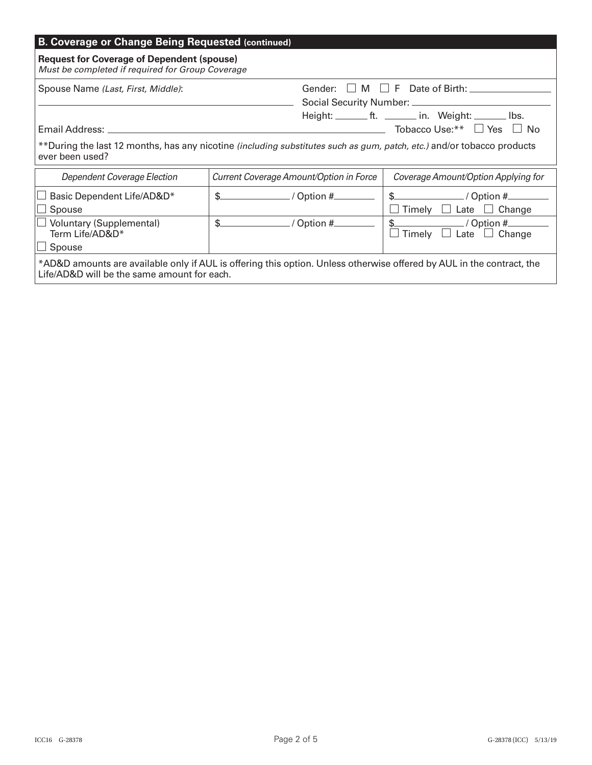## B. Coverage or Change Being Requested (continued)

**Request for Coverage of Dependent (spouse)**
*Must be completed if required for Group Coverage*

Spouse Name *(Last, First, Middle)*: ______________________________

Gender: ☐ M ☐ F Date of Birth: ______________

Social Security Number: ______________________

Height: ______ ft. ______ in. Weight: ______ lbs.

Email Address: ______________________________ Tobacco Use:** ☐ Yes ☐ No

**During the last 12 months, has any nicotine *(including substitutes such as gum, patch, etc.)* and/or tobacco products ever been used?

| *Dependent Coverage Election* | *Current Coverage Amount/Option in Force* | *Coverage Amount/Option Applying for* |
|---|---|---|
| ☐ Basic Dependent Life/AD&D*<br>☐ Spouse | $____________ / Option #________ | $____________ / Option #________<br>☐ Timely ☐ Late ☐ Change |
| ☐ Voluntary (Supplemental) Term Life/AD&D*<br>☐ Spouse | $____________ / Option #________ | $____________ / Option #________<br>☐ Timely ☐ Late ☐ Change |

*AD&D amounts are available only if AUL is offering this option. Unless otherwise offered by AUL in the contract, the Life/AD&D will be the same amount for each.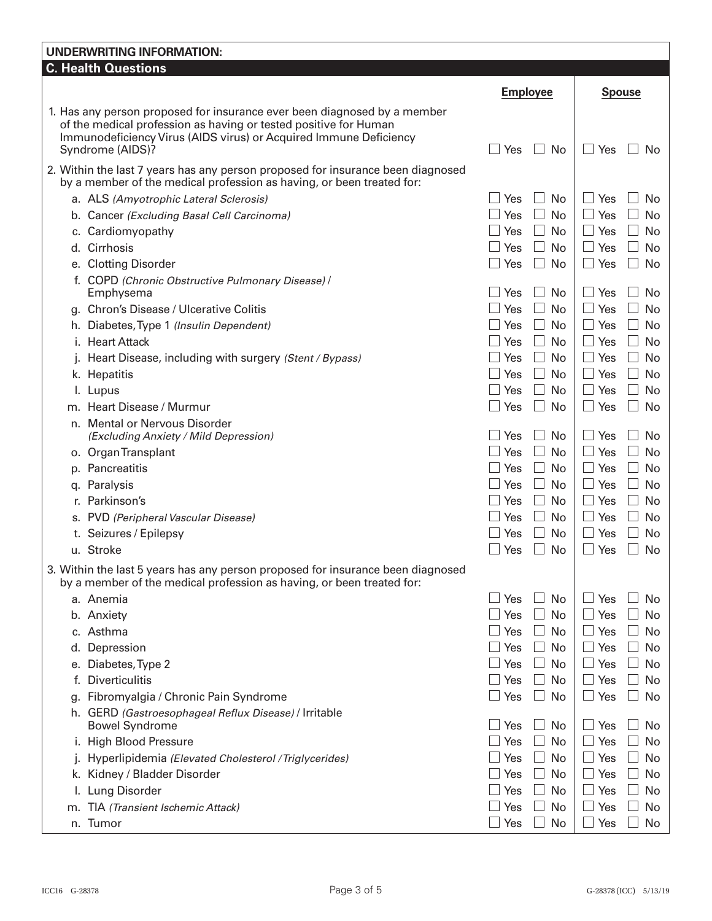## UNDERWRITING INFORMATION:

### C. Health Questions

| | Employee | Spouse |
|---|---|---|
| 1. Has any person proposed for insurance ever been diagnosed by a member of the medical profession as having or tested positive for Human Immunodeficiency Virus (AIDS virus) or Acquired Immune Deficiency Syndrome (AIDS)? | ☐ Yes ☐ No | ☐ Yes ☐ No |
| 2. Within the last 7 years has any person proposed for insurance been diagnosed by a member of the medical profession as having, or been treated for: | | |
| a. ALS *(Amyotrophic Lateral Sclerosis)* | ☐ Yes ☐ No | ☐ Yes ☐ No |
| b. Cancer *(Excluding Basal Cell Carcinoma)* | ☐ Yes ☐ No | ☐ Yes ☐ No |
| c. Cardiomyopathy | ☐ Yes ☐ No | ☐ Yes ☐ No |
| d. Cirrhosis | ☐ Yes ☐ No | ☐ Yes ☐ No |
| e. Clotting Disorder | ☐ Yes ☐ No | ☐ Yes ☐ No |
| f. COPD *(Chronic Obstructive Pulmonary Disease)* / Emphysema | ☐ Yes ☐ No | ☐ Yes ☐ No |
| g. Chron's Disease / Ulcerative Colitis | ☐ Yes ☐ No | ☐ Yes ☐ No |
| h. Diabetes, Type 1 *(Insulin Dependent)* | ☐ Yes ☐ No | ☐ Yes ☐ No |
| i. Heart Attack | ☐ Yes ☐ No | ☐ Yes ☐ No |
| j. Heart Disease, including with surgery *(Stent / Bypass)* | ☐ Yes ☐ No | ☐ Yes ☐ No |
| k. Hepatitis | ☐ Yes ☐ No | ☐ Yes ☐ No |
| l. Lupus | ☐ Yes ☐ No | ☐ Yes ☐ No |
| m. Heart Disease / Murmur | ☐ Yes ☐ No | ☐ Yes ☐ No |
| n. Mental or Nervous Disorder *(Excluding Anxiety / Mild Depression)* | ☐ Yes ☐ No | ☐ Yes ☐ No |
| o. Organ Transplant | ☐ Yes ☐ No | ☐ Yes ☐ No |
| p. Pancreatitis | ☐ Yes ☐ No | ☐ Yes ☐ No |
| q. Paralysis | ☐ Yes ☐ No | ☐ Yes ☐ No |
| r. Parkinson's | ☐ Yes ☐ No | ☐ Yes ☐ No |
| s. PVD *(Peripheral Vascular Disease)* | ☐ Yes ☐ No | ☐ Yes ☐ No |
| t. Seizures / Epilepsy | ☐ Yes ☐ No | ☐ Yes ☐ No |
| u. Stroke | ☐ Yes ☐ No | ☐ Yes ☐ No |
| 3. Within the last 5 years has any person proposed for insurance been diagnosed by a member of the medical profession as having, or been treated for: | | |
| a. Anemia | ☐ Yes ☐ No | ☐ Yes ☐ No |
| b. Anxiety | ☐ Yes ☐ No | ☐ Yes ☐ No |
| c. Asthma | ☐ Yes ☐ No | ☐ Yes ☐ No |
| d. Depression | ☐ Yes ☐ No | ☐ Yes ☐ No |
| e. Diabetes, Type 2 | ☐ Yes ☐ No | ☐ Yes ☐ No |
| f. Diverticulitis | ☐ Yes ☐ No | ☐ Yes ☐ No |
| g. Fibromyalgia / Chronic Pain Syndrome | ☐ Yes ☐ No | ☐ Yes ☐ No |
| h. GERD *(Gastroesophageal Reflux Disease)* / Irritable Bowel Syndrome | ☐ Yes ☐ No | ☐ Yes ☐ No |
| i. High Blood Pressure | ☐ Yes ☐ No | ☐ Yes ☐ No |
| j. Hyperlipidemia *(Elevated Cholesterol / Triglycerides)* | ☐ Yes ☐ No | ☐ Yes ☐ No |
| k. Kidney / Bladder Disorder | ☐ Yes ☐ No | ☐ Yes ☐ No |
| l. Lung Disorder | ☐ Yes ☐ No | ☐ Yes ☐ No |
| m. TIA *(Transient Ischemic Attack)* | ☐ Yes ☐ No | ☐ Yes ☐ No |
| n. Tumor | ☐ Yes ☐ No | ☐ Yes ☐ No |

ICC16 G-28378 G-28378 (ICC) 5/13/19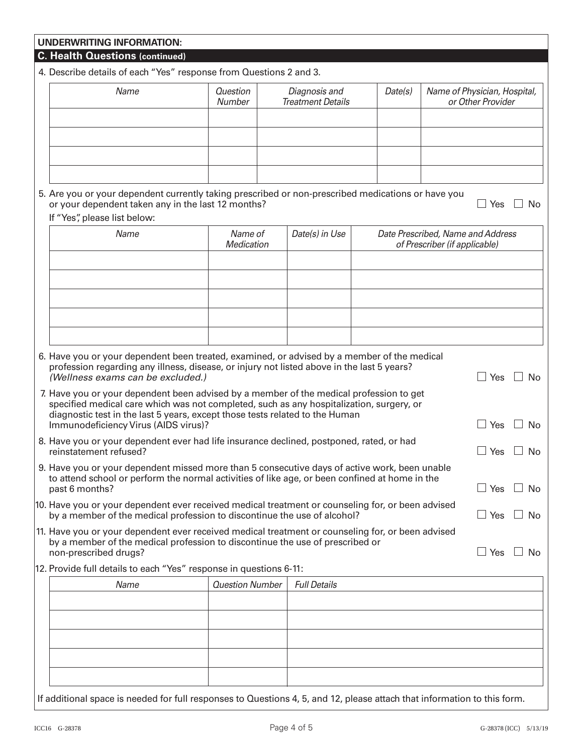**UNDERWRITING INFORMATION:**

## C. Health Questions (continued)

4. Describe details of each "Yes" response from Questions 2 and 3.

| *Name* | *Question Number* | *Diagnosis and Treatment Details* | *Date(s)* | *Name of Physician, Hospital, or Other Provider* |
|---|---|---|---|---|
| | | | | |
| | | | | |
| | | | | |
| | | | | |

5. Are you or your dependent currently taking prescribed or non-prescribed medications or have you or your dependent taken any in the last 12 months? ☐ Yes ☐ No

If "Yes", please list below:

| *Name* | *Name of Medication* | *Date(s) in Use* | *Date Prescribed, Name and Address of Prescriber (if applicable)* |
|---|---|---|---|
| | | | |
| | | | |
| | | | |
| | | | |
| | | | |

6. Have you or your dependent been treated, examined, or advised by a member of the medical profession regarding any illness, disease, or injury not listed above in the last 5 years? *(Wellness exams can be excluded.)* ☐ Yes ☐ No

7. Have you or your dependent been advised by a member of the medical profession to get specified medical care which was not completed, such as any hospitalization, surgery, or diagnostic test in the last 5 years, except those tests related to the Human Immunodeficiency Virus (AIDS virus)? ☐ Yes ☐ No

8. Have you or your dependent ever had life insurance declined, postponed, rated, or had reinstatement refused? ☐ Yes ☐ No

9. Have you or your dependent missed more than 5 consecutive days of active work, been unable to attend school or perform the normal activities of like age, or been confined at home in the past 6 months? ☐ Yes ☐ No

10. Have you or your dependent ever received medical treatment or counseling for, or been advised by a member of the medical profession to discontinue the use of alcohol? ☐ Yes ☐ No

11. Have you or your dependent ever received medical treatment or counseling for, or been advised by a member of the medical profession to discontinue the use of prescribed or non-prescribed drugs? ☐ Yes ☐ No

12. Provide full details to each "Yes" response in questions 6-11:

| *Name* | *Question Number* | *Full Details* |
|---|---|---|
| | | |
| | | |
| | | |
| | | |
| | | |

If additional space is needed for full responses to Questions 4, 5, and 12, please attach that information to this form.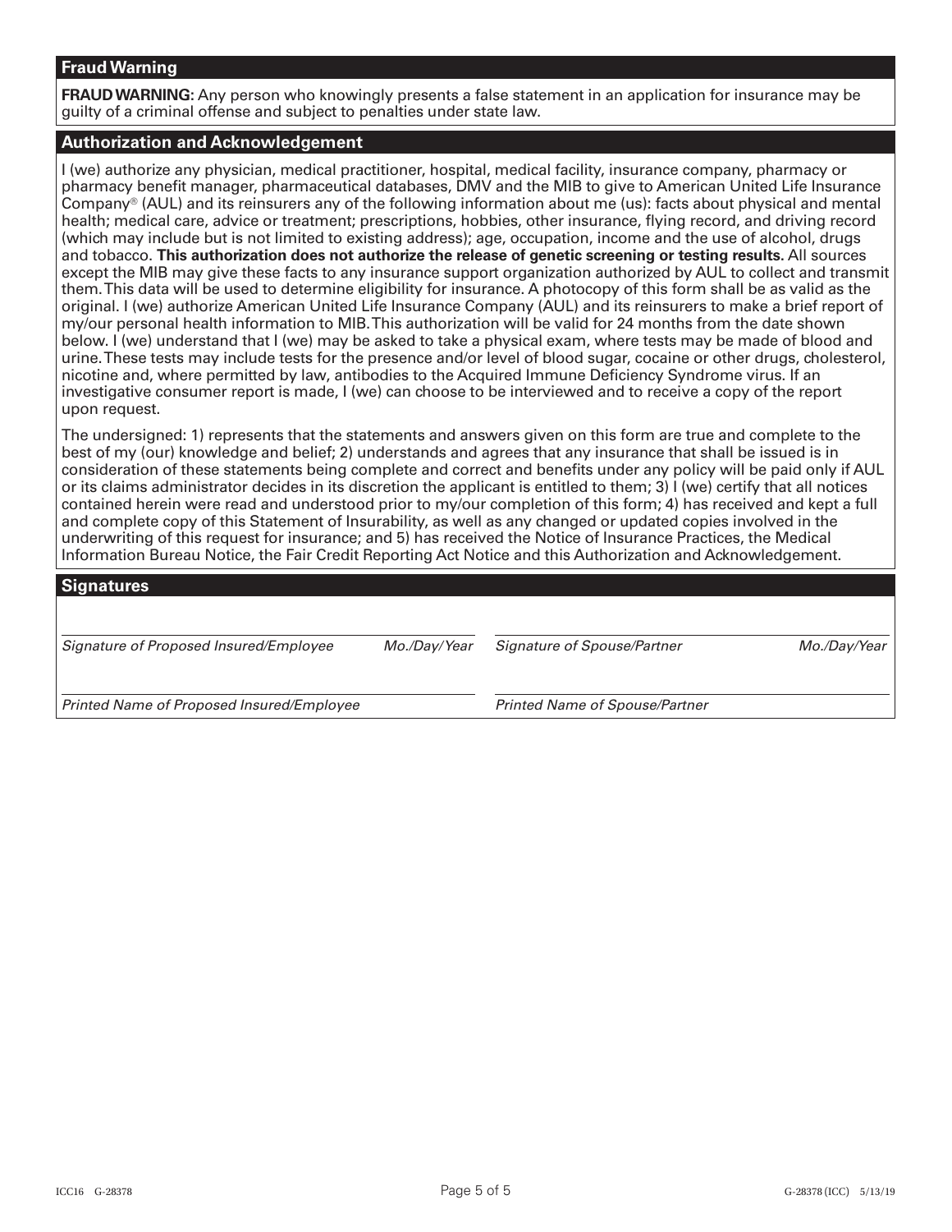## Fraud Warning

**FRAUD WARNING:** Any person who knowingly presents a false statement in an application for insurance may be guilty of a criminal offense and subject to penalties under state law.

## Authorization and Acknowledgement

I (we) authorize any physician, medical practitioner, hospital, medical facility, insurance company, pharmacy or pharmacy benefit manager, pharmaceutical databases, DMV and the MIB to give to American United Life Insurance Company® (AUL) and its reinsurers any of the following information about me (us): facts about physical and mental health; medical care, advice or treatment; prescriptions, hobbies, other insurance, flying record, and driving record (which may include but is not limited to existing address); age, occupation, income and the use of alcohol, drugs and tobacco. **This authorization does not authorize the release of genetic screening or testing results.** All sources except the MIB may give these facts to any insurance support organization authorized by AUL to collect and transmit them. This data will be used to determine eligibility for insurance. A photocopy of this form shall be as valid as the original. I (we) authorize American United Life Insurance Company (AUL) and its reinsurers to make a brief report of my/our personal health information to MIB. This authorization will be valid for 24 months from the date shown below. I (we) understand that I (we) may be asked to take a physical exam, where tests may be made of blood and urine. These tests may include tests for the presence and/or level of blood sugar, cocaine or other drugs, cholesterol, nicotine and, where permitted by law, antibodies to the Acquired Immune Deficiency Syndrome virus. If an investigative consumer report is made, I (we) can choose to be interviewed and to receive a copy of the report upon request.

The undersigned: 1) represents that the statements and answers given on this form are true and complete to the best of my (our) knowledge and belief; 2) understands and agrees that any insurance that shall be issued is in consideration of these statements being complete and correct and benefits under any policy will be paid only if AUL or its claims administrator decides in its discretion the applicant is entitled to them; 3) I (we) certify that all notices contained herein were read and understood prior to my/our completion of this form; 4) has received and kept a full and complete copy of this Statement of Insurability, as well as any changed or updated copies involved in the underwriting of this request for insurance; and 5) has received the Notice of Insurance Practices, the Medical Information Bureau Notice, the Fair Credit Reporting Act Notice and this Authorization and Acknowledgement.

## Signatures

_Signature of Proposed Insured/Employee_ &nbsp;&nbsp; _Mo./Day/Year_

_Signature of Spouse/Partner_ &nbsp;&nbsp; _Mo./Day/Year_

_Printed Name of Proposed Insured/Employee_

_Printed Name of Spouse/Partner_